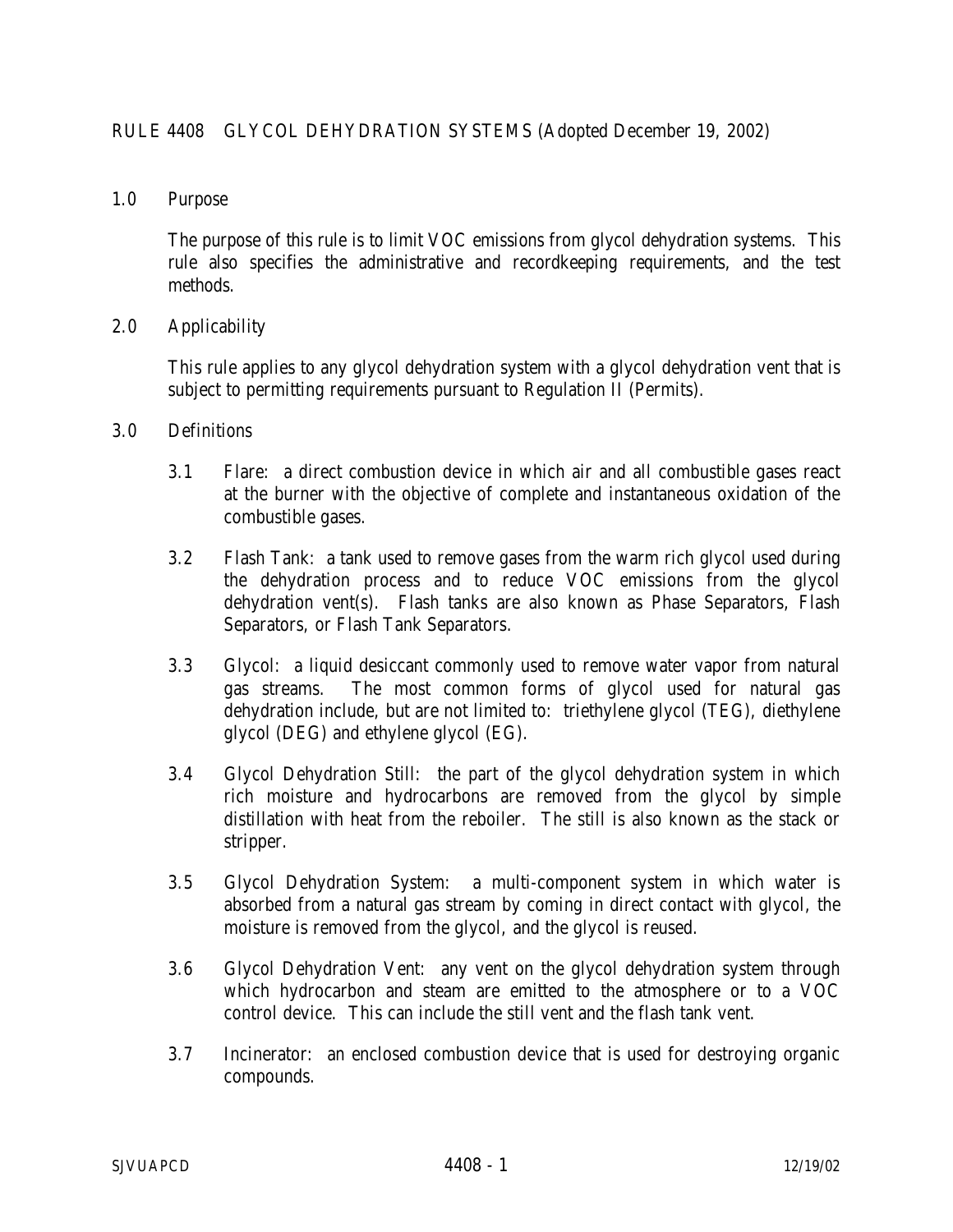# RULE 4408 GLYCOL DEHYDRATION SYSTEMS (Adopted December 19, 2002)

## 1.0 Purpose

The purpose of this rule is to limit VOC emissions from glycol dehydration systems. This rule also specifies the administrative and recordkeeping requirements, and the test methods.

## 2.0 Applicability

This rule applies to any glycol dehydration system with a glycol dehydration vent that is subject to permitting requirements pursuant to Regulation II (Permits).

## 3.0 Definitions

3.1 Flare: a direct combustion device in which air and all combustible gases react at the burner with the objective of complete and instantaneous oxidation of the combustible gases.

3.2 Flash Tank: a tank used to remove gases from the warm rich glycol used during the dehydration process and to reduce VOC emissions from the glycol dehydration vent(s). Flash tanks are also known as Phase Separators, Flash Separators, or Flash Tank Separators.

3.3 Glycol: a liquid desiccant commonly used to remove water vapor from natural gas streams. The most common forms of glycol used for natural gas dehydration include, but are not limited to: triethylene glycol (TEG), diethylene glycol (DEG) and ethylene glycol (EG).

3.4 Glycol Dehydration Still: the part of the glycol dehydration system in which rich moisture and hydrocarbons are removed from the glycol by simple distillation with heat from the reboiler. The still is also known as the stack or stripper.

3.5 Glycol Dehydration System: a multi-component system in which water is absorbed from a natural gas stream by coming in direct contact with glycol, the moisture is removed from the glycol, and the glycol is reused.

3.6 Glycol Dehydration Vent: any vent on the glycol dehydration system through which hydrocarbon and steam are emitted to the atmosphere or to a VOC control device. This can include the still vent and the flash tank vent.

3.7 Incinerator: an enclosed combustion device that is used for destroying organic compounds.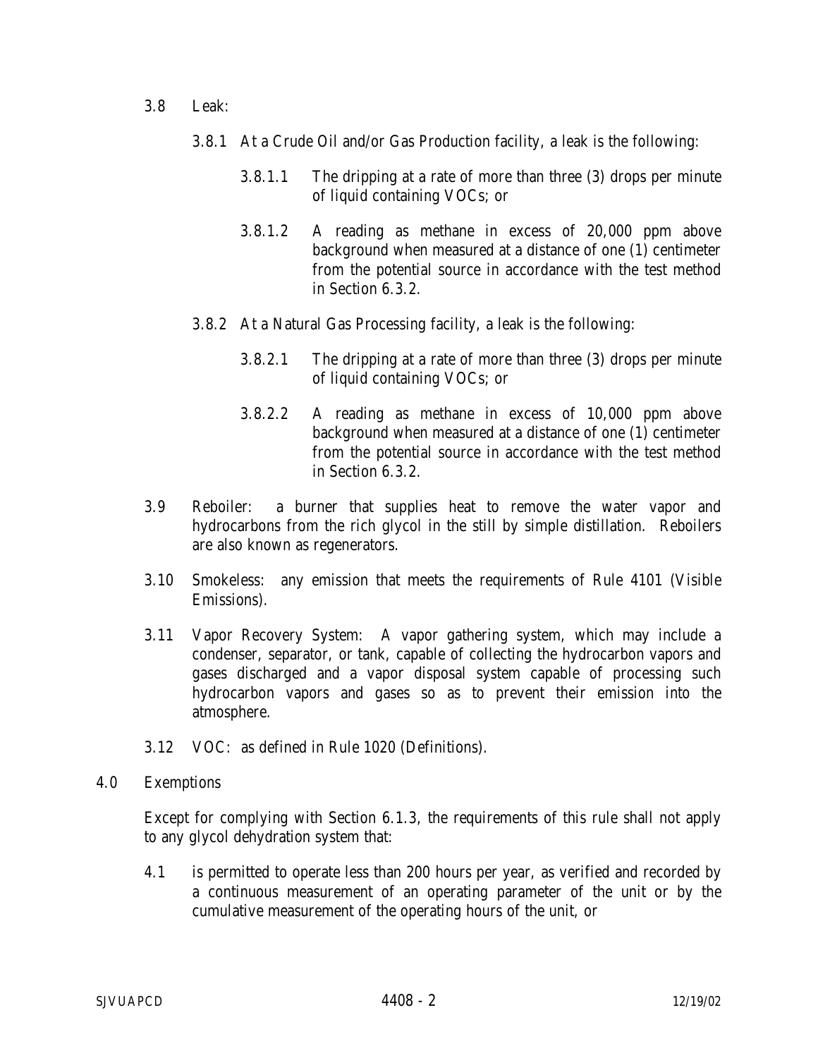3.8 Leak:

3.8.1 At a Crude Oil and/or Gas Production facility, a leak is the following:

3.8.1.1 The dripping at a rate of more than three (3) drops per minute of liquid containing VOCs; or

3.8.1.2 A reading as methane in excess of 20,000 ppm above background when measured at a distance of one (1) centimeter from the potential source in accordance with the test method in Section 6.3.2.

3.8.2 At a Natural Gas Processing facility, a leak is the following:

3.8.2.1 The dripping at a rate of more than three (3) drops per minute of liquid containing VOCs; or

3.8.2.2 A reading as methane in excess of 10,000 ppm above background when measured at a distance of one (1) centimeter from the potential source in accordance with the test method in Section 6.3.2.

3.9 Reboiler: a burner that supplies heat to remove the water vapor and hydrocarbons from the rich glycol in the still by simple distillation. Reboilers are also known as regenerators.

3.10 Smokeless: any emission that meets the requirements of Rule 4101 (Visible Emissions).

3.11 Vapor Recovery System: A vapor gathering system, which may include a condenser, separator, or tank, capable of collecting the hydrocarbon vapors and gases discharged and a vapor disposal system capable of processing such hydrocarbon vapors and gases so as to prevent their emission into the atmosphere.

3.12 VOC: as defined in Rule 1020 (Definitions).

## 4.0 Exemptions

Except for complying with Section 6.1.3, the requirements of this rule shall not apply to any glycol dehydration system that:

4.1 is permitted to operate less than 200 hours per year, as verified and recorded by a continuous measurement of an operating parameter of the unit or by the cumulative measurement of the operating hours of the unit, or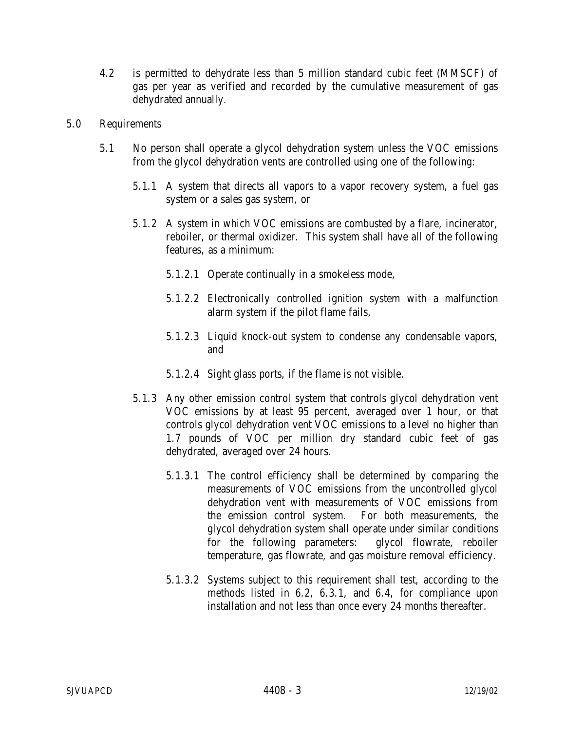4.2 is permitted to dehydrate less than 5 million standard cubic feet (MMSCF) of gas per year as verified and recorded by the cumulative measurement of gas dehydrated annually.

## 5.0 Requirements

5.1 No person shall operate a glycol dehydration system unless the VOC emissions from the glycol dehydration vents are controlled using one of the following:

5.1.1 A system that directs all vapors to a vapor recovery system, a fuel gas system or a sales gas system, or

5.1.2 A system in which VOC emissions are combusted by a flare, incinerator, reboiler, or thermal oxidizer. This system shall have all of the following features, as a minimum:

5.1.2.1 Operate continually in a smokeless mode,

5.1.2.2 Electronically controlled ignition system with a malfunction alarm system if the pilot flame fails,

5.1.2.3 Liquid knock-out system to condense any condensable vapors, and

5.1.2.4 Sight glass ports, if the flame is not visible.

5.1.3 Any other emission control system that controls glycol dehydration vent VOC emissions by at least 95 percent, averaged over 1 hour, or that controls glycol dehydration vent VOC emissions to a level no higher than 1.7 pounds of VOC per million dry standard cubic feet of gas dehydrated, averaged over 24 hours.

5.1.3.1 The control efficiency shall be determined by comparing the measurements of VOC emissions from the uncontrolled glycol dehydration vent with measurements of VOC emissions from the emission control system. For both measurements, the glycol dehydration system shall operate under similar conditions for the following parameters: glycol flowrate, reboiler temperature, gas flowrate, and gas moisture removal efficiency.

5.1.3.2 Systems subject to this requirement shall test, according to the methods listed in 6.2, 6.3.1, and 6.4, for compliance upon installation and not less than once every 24 months thereafter.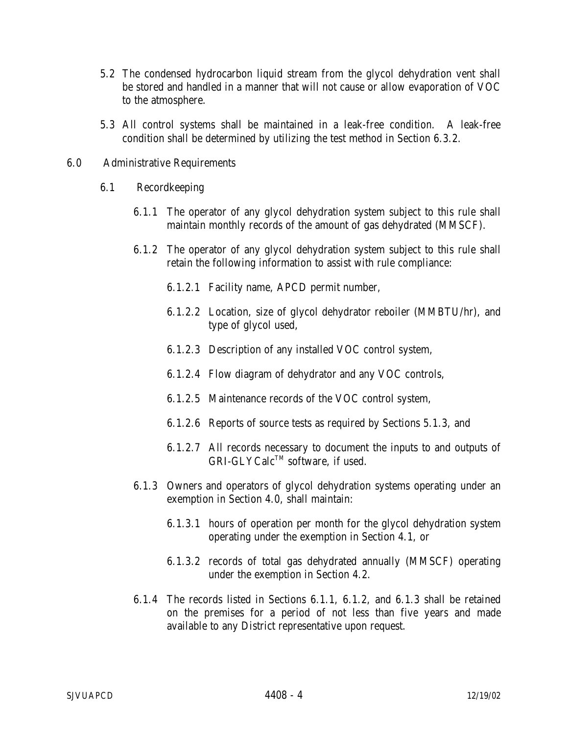5.2 The condensed hydrocarbon liquid stream from the glycol dehydration vent shall be stored and handled in a manner that will not cause or allow evaporation of VOC to the atmosphere.

5.3 All control systems shall be maintained in a leak-free condition. A leak-free condition shall be determined by utilizing the test method in Section 6.3.2.

## 6.0 Administrative Requirements

### 6.1 Recordkeeping

6.1.1 The operator of any glycol dehydration system subject to this rule shall maintain monthly records of the amount of gas dehydrated (MMSCF).

6.1.2 The operator of any glycol dehydration system subject to this rule shall retain the following information to assist with rule compliance:

6.1.2.1 Facility name, APCD permit number,

6.1.2.2 Location, size of glycol dehydrator reboiler (MMBTU/hr), and type of glycol used,

6.1.2.3 Description of any installed VOC control system,

6.1.2.4 Flow diagram of dehydrator and any VOC controls,

6.1.2.5 Maintenance records of the VOC control system,

6.1.2.6 Reports of source tests as required by Sections 5.1.3, and

6.1.2.7 All records necessary to document the inputs to and outputs of GRI-GLYCalc™ software, if used.

6.1.3 Owners and operators of glycol dehydration systems operating under an exemption in Section 4.0, shall maintain:

6.1.3.1 hours of operation per month for the glycol dehydration system operating under the exemption in Section 4.1, or

6.1.3.2 records of total gas dehydrated annually (MMSCF) operating under the exemption in Section 4.2.

6.1.4 The records listed in Sections 6.1.1, 6.1.2, and 6.1.3 shall be retained on the premises for a period of not less than five years and made available to any District representative upon request.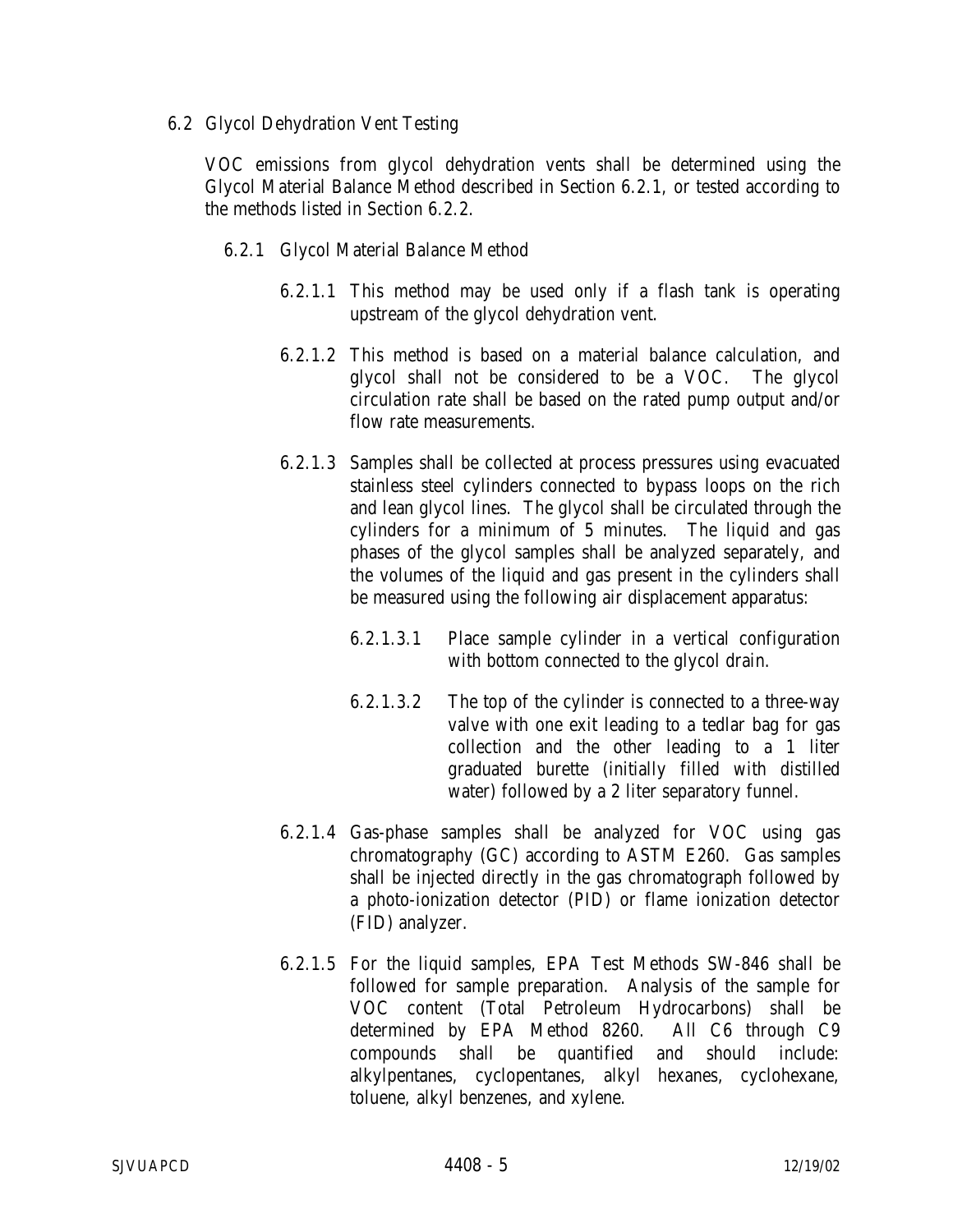## 6.2 Glycol Dehydration Vent Testing

VOC emissions from glycol dehydration vents shall be determined using the Glycol Material Balance Method described in Section 6.2.1, or tested according to the methods listed in Section 6.2.2.

### 6.2.1 Glycol Material Balance Method

6.2.1.1 This method may be used only if a flash tank is operating upstream of the glycol dehydration vent.

6.2.1.2 This method is based on a material balance calculation, and glycol shall not be considered to be a VOC. The glycol circulation rate shall be based on the rated pump output and/or flow rate measurements.

6.2.1.3 Samples shall be collected at process pressures using evacuated stainless steel cylinders connected to bypass loops on the rich and lean glycol lines. The glycol shall be circulated through the cylinders for a minimum of 5 minutes. The liquid and gas phases of the glycol samples shall be analyzed separately, and the volumes of the liquid and gas present in the cylinders shall be measured using the following air displacement apparatus:

6.2.1.3.1 Place sample cylinder in a vertical configuration with bottom connected to the glycol drain.

6.2.1.3.2 The top of the cylinder is connected to a three-way valve with one exit leading to a tedlar bag for gas collection and the other leading to a 1 liter graduated burette (initially filled with distilled water) followed by a 2 liter separatory funnel.

6.2.1.4 Gas-phase samples shall be analyzed for VOC using gas chromatography (GC) according to ASTM E260. Gas samples shall be injected directly in the gas chromatograph followed by a photo-ionization detector (PID) or flame ionization detector (FID) analyzer.

6.2.1.5 For the liquid samples, EPA Test Methods SW-846 shall be followed for sample preparation. Analysis of the sample for VOC content (Total Petroleum Hydrocarbons) shall be determined by EPA Method 8260. All C6 through C9 compounds shall be quantified and should include: alkylpentanes, cyclopentanes, alkyl hexanes, cyclohexane, toluene, alkyl benzenes, and xylene.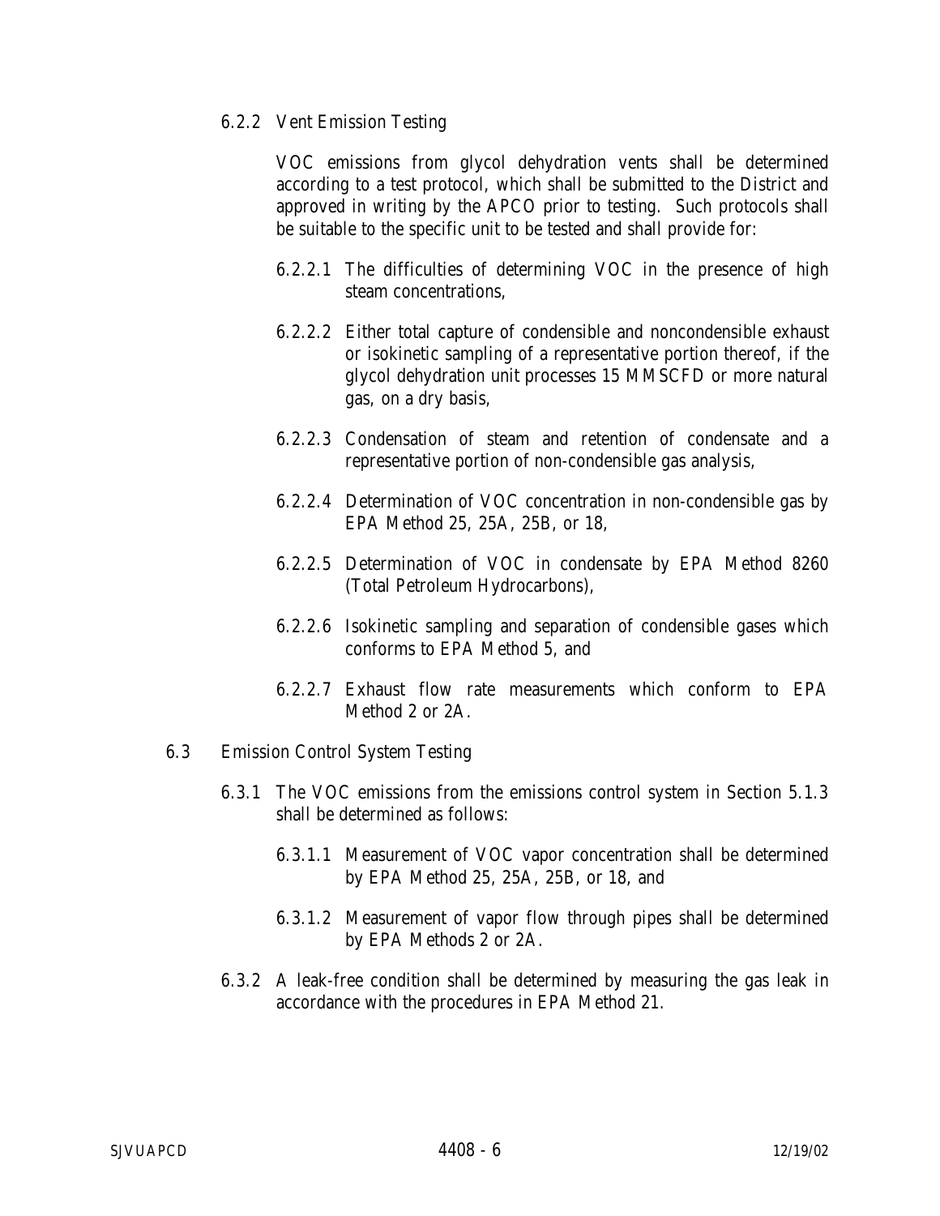6.2.2 Vent Emission Testing

VOC emissions from glycol dehydration vents shall be determined according to a test protocol, which shall be submitted to the District and approved in writing by the APCO prior to testing. Such protocols shall be suitable to the specific unit to be tested and shall provide for:

6.2.2.1 The difficulties of determining VOC in the presence of high steam concentrations,

6.2.2.2 Either total capture of condensible and noncondensible exhaust or isokinetic sampling of a representative portion thereof, if the glycol dehydration unit processes 15 MMSCFD or more natural gas, on a dry basis,

6.2.2.3 Condensation of steam and retention of condensate and a representative portion of non-condensible gas analysis,

6.2.2.4 Determination of VOC concentration in non-condensible gas by EPA Method 25, 25A, 25B, or 18,

6.2.2.5 Determination of VOC in condensate by EPA Method 8260 (Total Petroleum Hydrocarbons),

6.2.2.6 Isokinetic sampling and separation of condensible gases which conforms to EPA Method 5, and

6.2.2.7 Exhaust flow rate measurements which conform to EPA Method 2 or 2A.

6.3 Emission Control System Testing

6.3.1 The VOC emissions from the emissions control system in Section 5.1.3 shall be determined as follows:

6.3.1.1 Measurement of VOC vapor concentration shall be determined by EPA Method 25, 25A, 25B, or 18, and

6.3.1.2 Measurement of vapor flow through pipes shall be determined by EPA Methods 2 or 2A.

6.3.2 A leak-free condition shall be determined by measuring the gas leak in accordance with the procedures in EPA Method 21.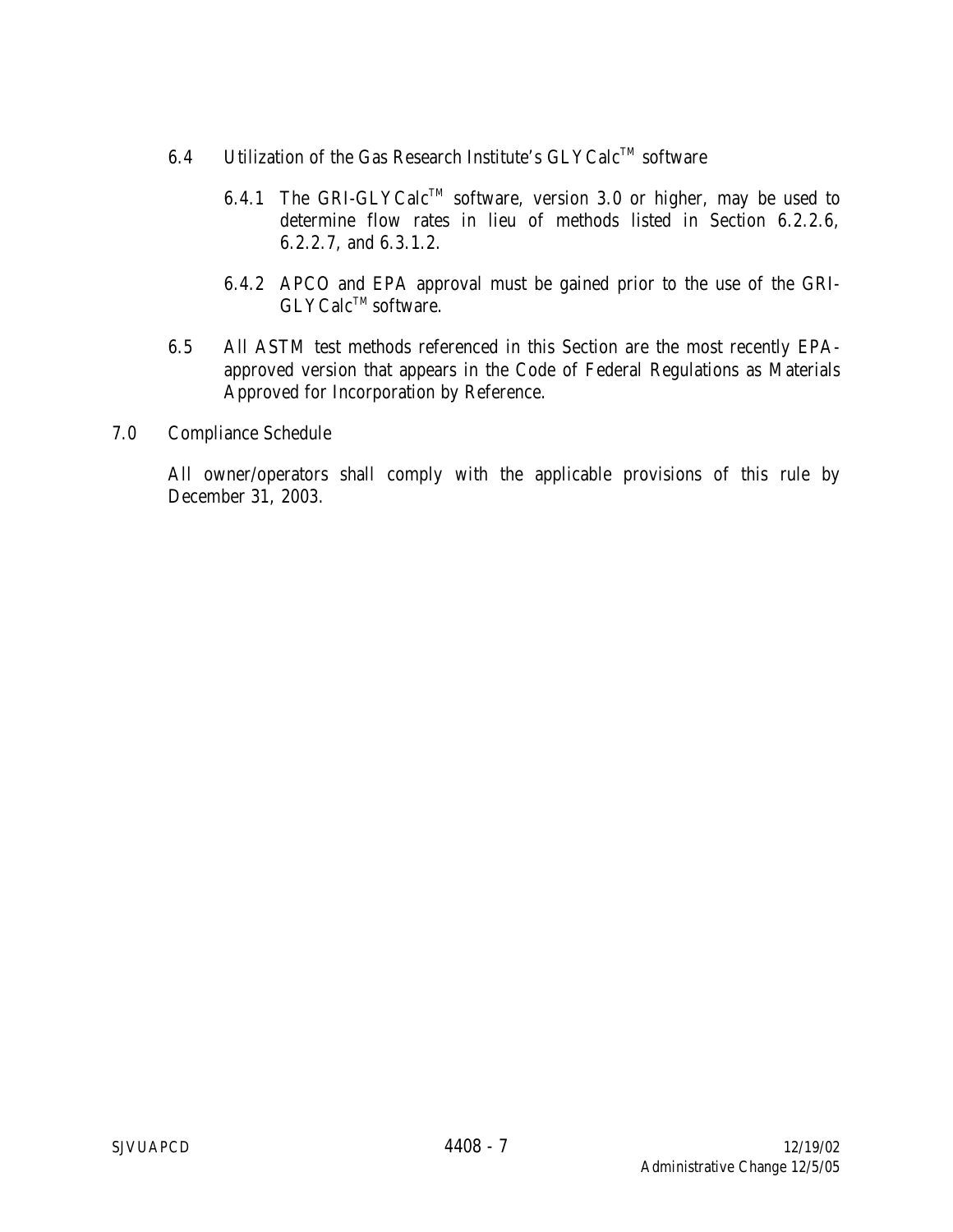6.4 Utilization of the Gas Research Institute's GLYCalc™ software

6.4.1 The GRI-GLYCalc™ software, version 3.0 or higher, may be used to determine flow rates in lieu of methods listed in Section 6.2.2.6, 6.2.2.7, and 6.3.1.2.

6.4.2 APCO and EPA approval must be gained prior to the use of the GRI-GLYCalc™ software.

6.5 All ASTM test methods referenced in this Section are the most recently EPA-approved version that appears in the Code of Federal Regulations as Materials Approved for Incorporation by Reference.

## 7.0 Compliance Schedule

All owner/operators shall comply with the applicable provisions of this rule by December 31, 2003.